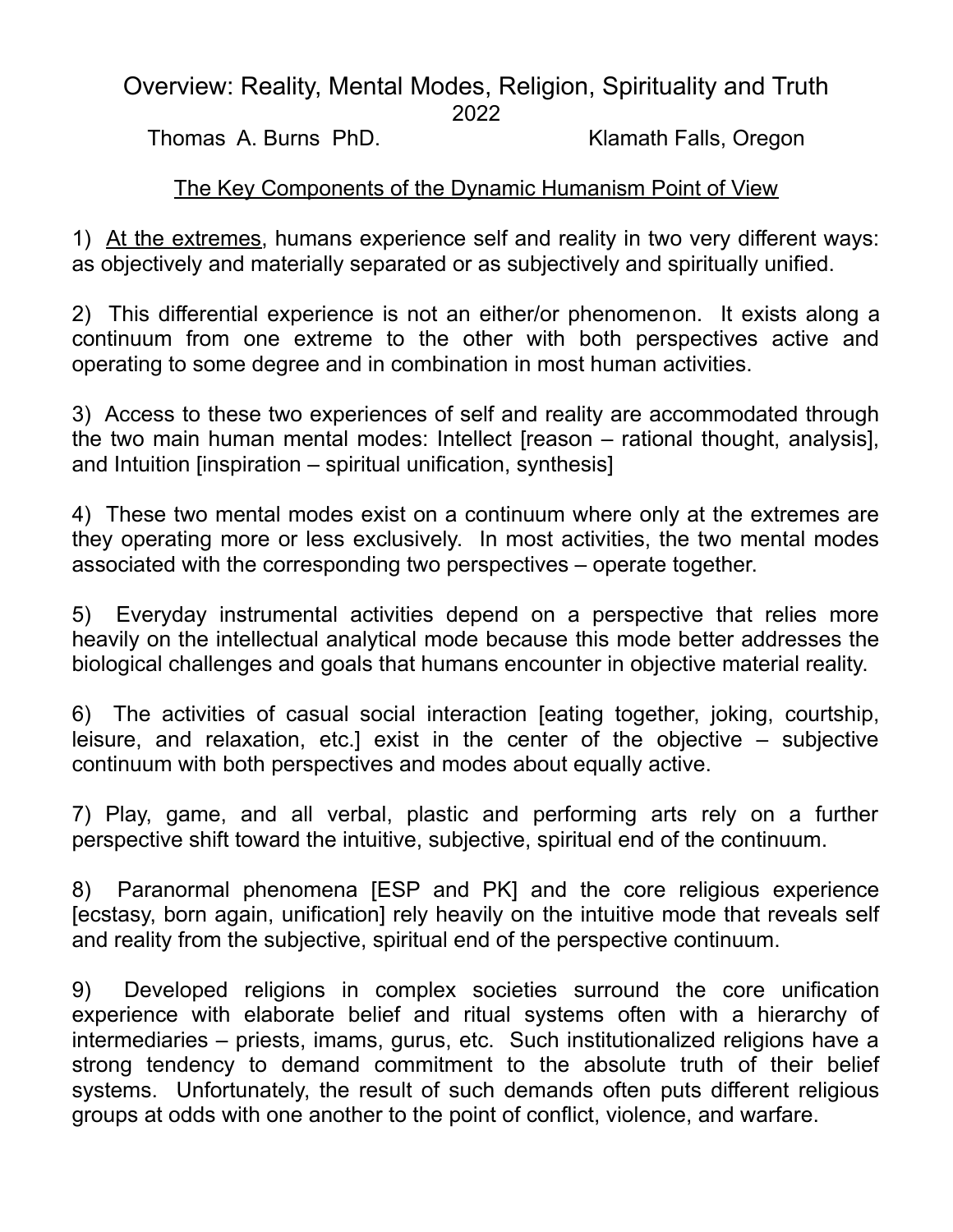# Overview: Reality, Mental Modes, Religion, Spirituality and Truth

2022

Thomas A. Burns PhD. Klamath Falls, Oregon

## The Key Components of the Dynamic Humanism Point of View

1) At the extremes, humans experience self and reality in two very different ways: as objectively and materially separated or as subjectively and spiritually unified.

2) This differential experience is not an either/or phenomenon. It exists along a continuum from one extreme to the other with both perspectives active and operating to some degree and in combination in most human activities.

3) Access to these two experiences of self and reality are accommodated through the two main human mental modes: Intellect [reason – rational thought, analysis], and Intuition [inspiration – spiritual unification, synthesis]

4) These two mental modes exist on a continuum where only at the extremes are they operating more or less exclusively. In most activities, the two mental modes associated with the corresponding two perspectives – operate together.

5) Everyday instrumental activities depend on a perspective that relies more heavily on the intellectual analytical mode because this mode better addresses the biological challenges and goals that humans encounter in objective material reality.

6) The activities of casual social interaction [eating together, joking, courtship, leisure, and relaxation, etc.] exist in the center of the objective – subjective continuum with both perspectives and modes about equally active.

7) Play, game, and all verbal, plastic and performing arts rely on a further perspective shift toward the intuitive, subjective, spiritual end of the continuum.

8) Paranormal phenomena [ESP and PK] and the core religious experience [ecstasy, born again, unification] rely heavily on the intuitive mode that reveals self and reality from the subjective, spiritual end of the perspective continuum.

9) Developed religions in complex societies surround the core unification experience with elaborate belief and ritual systems often with a hierarchy of intermediaries – priests, imams, gurus, etc. Such institutionalized religions have a strong tendency to demand commitment to the absolute truth of their belief systems. Unfortunately, the result of such demands often puts different religious groups at odds with one another to the point of conflict, violence, and warfare.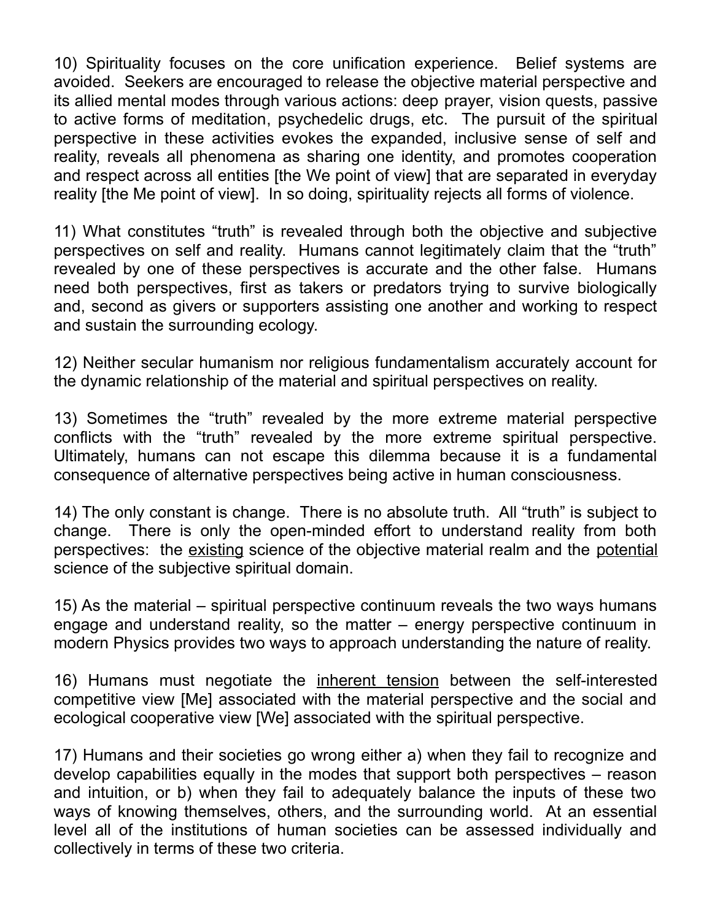10) Spirituality focuses on the core unification experience. Belief systems are avoided. Seekers are encouraged to release the objective material perspective and its allied mental modes through various actions: deep prayer, vision quests, passive to active forms of meditation, psychedelic drugs, etc. The pursuit of the spiritual perspective in these activities evokes the expanded, inclusive sense of self and reality, reveals all phenomena as sharing one identity, and promotes cooperation and respect across all entities [the We point of view] that are separated in everyday reality [the Me point of view]. In so doing, spirituality rejects all forms of violence.

11) What constitutes "truth" is revealed through both the objective and subjective perspectives on self and reality. Humans cannot legitimately claim that the "truth" revealed by one of these perspectives is accurate and the other false. Humans need both perspectives, first as takers or predators trying to survive biologically and, second as givers or supporters assisting one another and working to respect and sustain the surrounding ecology.

12) Neither secular humanism nor religious fundamentalism accurately account for the dynamic relationship of the material and spiritual perspectives on reality.

13) Sometimes the "truth" revealed by the more extreme material perspective conflicts with the "truth" revealed by the more extreme spiritual perspective. Ultimately, humans can not escape this dilemma because it is a fundamental consequence of alternative perspectives being active in human consciousness.

14) The only constant is change. There is no absolute truth. All "truth" is subject to change. There is only the open-minded effort to understand reality from both perspectives: the <u>existing</u> science of the objective material realm and the <u>potential</u> science of the subjective spiritual domain.

15) As the material – spiritual perspective continuum reveals the two ways humans engage and understand reality, so the matter – energy perspective continuum in modern Physics provides two ways to approach understanding the nature of reality.

16) Humans must negotiate the <u>inherent tension</u> between the self-interested competitive view [Me] associated with the material perspective and the social and ecological cooperative view [We] associated with the spiritual perspective.

17) Humans and their societies go wrong either a) when they fail to recognize and develop capabilities equally in the modes that support both perspectives – reason and intuition, or b) when they fail to adequately balance the inputs of these two ways of knowing themselves, others, and the surrounding world. At an essential level all of the institutions of human societies can be assessed individually and collectively in terms of these two criteria.